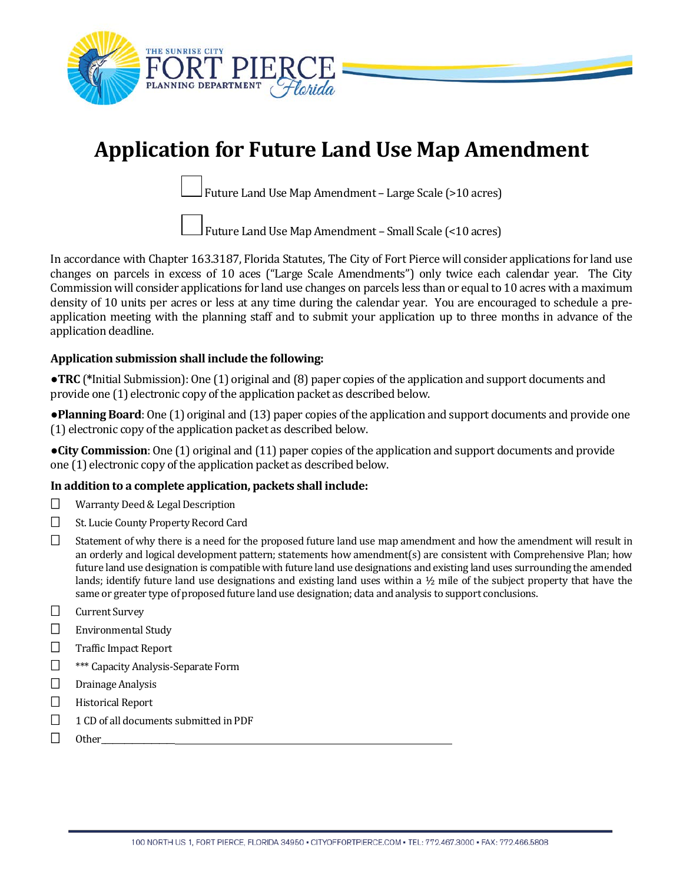THE SUNRISE CITY
FORT PIERCE
PLANNING DEPARTMENT
Florida

# Application for Future Land Use Map Amendment

☐ Future Land Use Map Amendment – Large Scale (>10 acres)

☐ Future Land Use Map Amendment – Small Scale (<10 acres)

In accordance with Chapter 163.3187, Florida Statutes, The City of Fort Pierce will consider applications for land use changes on parcels in excess of 10 aces ("Large Scale Amendments") only twice each calendar year. The City Commission will consider applications for land use changes on parcels less than or equal to 10 acres with a maximum density of 10 units per acres or less at any time during the calendar year. You are encouraged to schedule a pre-application meeting with the planning staff and to submit your application up to three months in advance of the application deadline.

**Application submission shall include the following:**

●**TRC** (*Initial Submission): One (1) original and (8) paper copies of the application and support documents and provide one (1) electronic copy of the application packet as described below.

●**Planning Board**: One (1) original and (13) paper copies of the application and support documents and provide one (1) electronic copy of the application packet as described below.

●**City Commission**: One (1) original and (11) paper copies of the application and support documents and provide one (1) electronic copy of the application packet as described below.

**In addition to a complete application, packets shall include:**

☐ Warranty Deed & Legal Description

☐ St. Lucie County Property Record Card

☐ Statement of why there is a need for the proposed future land use map amendment and how the amendment will result in an orderly and logical development pattern; statements how amendment(s) are consistent with Comprehensive Plan; how future land use designation is compatible with future land use designations and existing land uses surrounding the amended lands; identify future land use designations and existing land uses within a ½ mile of the subject property that have the same or greater type of proposed future land use designation; data and analysis to support conclusions.

☐ Current Survey

☐ Environmental Study

☐ Traffic Impact Report

☐ *** Capacity Analysis-Separate Form

☐ Drainage Analysis

☐ Historical Report

☐ 1 CD of all documents submitted in PDF

☐ Other\_\_\_\_\_\_\_\_\_\_\_\_\_\_\_\_\_\_\_\_\_\_\_\_\_\_\_\_\_\_\_\_\_\_\_\_\_\_\_\_\_\_\_\_\_\_\_\_\_\_\_\_\_\_\_\_\_\_\_\_\_\_\_\_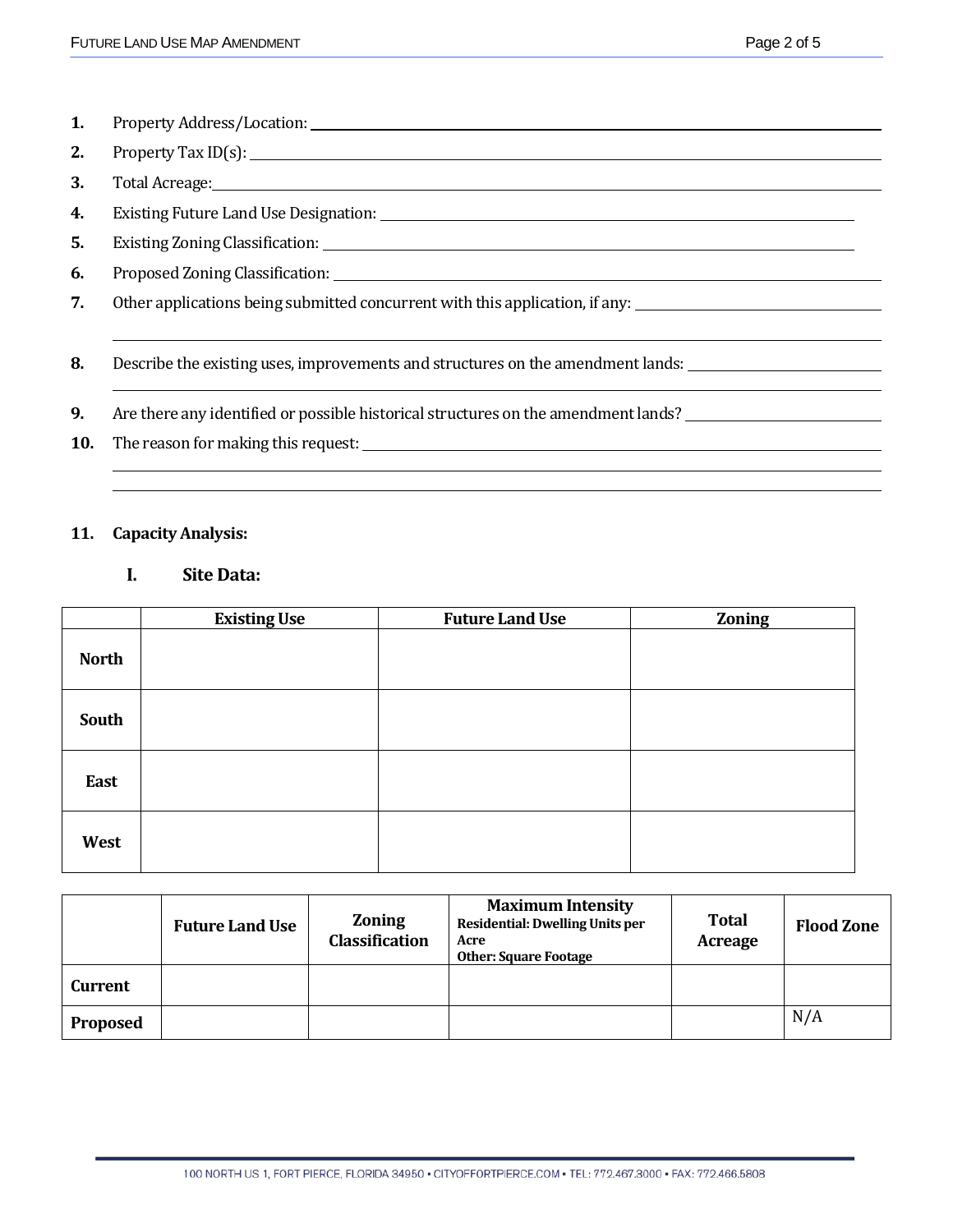1. Property Address/Location: ____________________
2. Property Tax ID(s): ____________________
3. Total Acreage: ____________________
4. Existing Future Land Use Designation: ____________________
5. Existing Zoning Classification: ____________________
6. Proposed Zoning Classification: ____________________
7. Other applications being submitted concurrent with this application, if any: ____________________
8. Describe the existing uses, improvements and structures on the amendment lands: ____________________
9. Are there any identified or possible historical structures on the amendment lands? ____________________
10. The reason for making this request: ____________________

**11. Capacity Analysis:**

**I. Site Data:**

| | Existing Use | Future Land Use | Zoning |
|---|---|---|---|
| **North** | | | |
| **South** | | | |
| **East** | | | |
| **West** | | | |

| | Future Land Use | Zoning Classification | Maximum Intensity<br>Residential: Dwelling Units per Acre<br>Other: Square Footage | Total Acreage | Flood Zone |
|---|---|---|---|---|---|
| **Current** | | | | | |
| **Proposed** | | | | | N/A |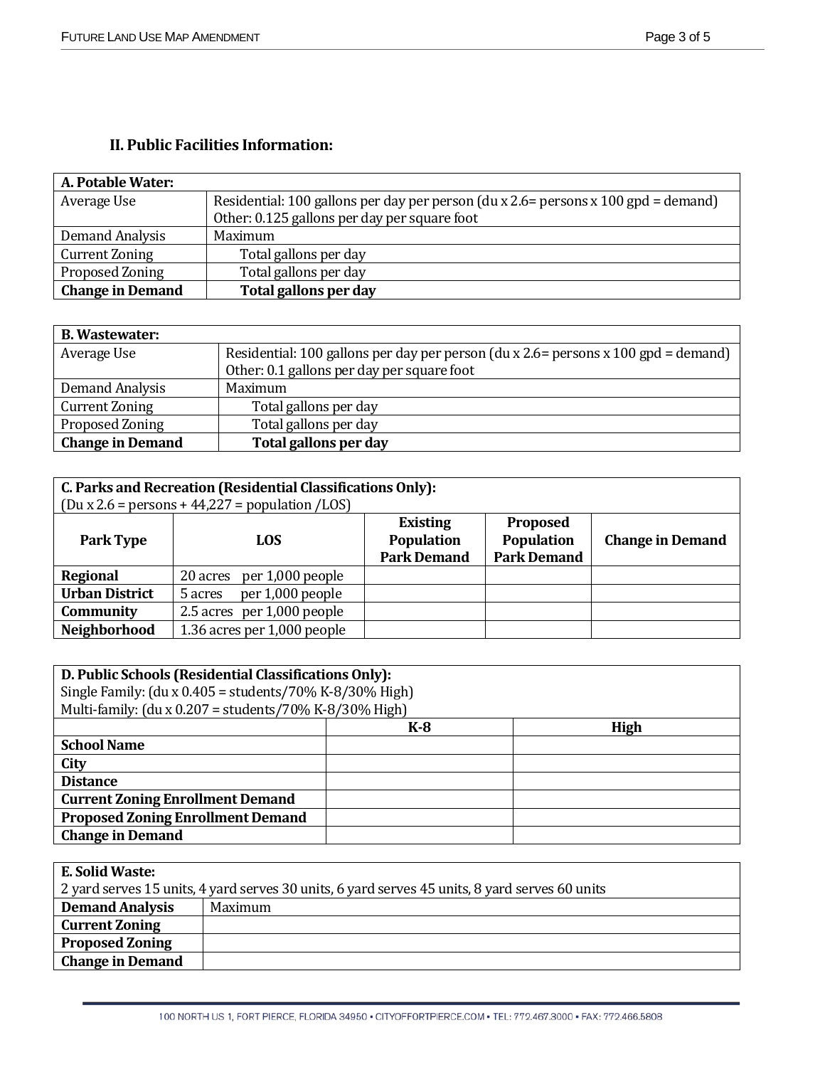## II. Public Facilities Information:

| **A. Potable Water:** | |
|---|---|
| Average Use | Residential: 100 gallons per day per person (du x 2.6= persons x 100 gpd = demand)<br>Other: 0.125 gallons per day per square foot |
| Demand Analysis | Maximum |
| Current Zoning | Total gallons per day |
| Proposed Zoning | Total gallons per day |
| **Change in Demand** | **Total gallons per day** |

| **B. Wastewater:** | |
|---|---|
| Average Use | Residential: 100 gallons per day per person (du x 2.6= persons x 100 gpd = demand)<br>Other: 0.1 gallons per day per square foot |
| Demand Analysis | Maximum |
| Current Zoning | Total gallons per day |
| Proposed Zoning | Total gallons per day |
| **Change in Demand** | **Total gallons per day** |

**C. Parks and Recreation (Residential Classifications Only):**
(Du x 2.6 = persons + 44,227 = population /LOS)

| **Park Type** | **LOS** | **Existing Population Park Demand** | **Proposed Population Park Demand** | **Change in Demand** |
|---|---|---|---|---|
| **Regional** | 20 acres per 1,000 people | | | |
| **Urban District** | 5 acres per 1,000 people | | | |
| **Community** | 2.5 acres per 1,000 people | | | |
| **Neighborhood** | 1.36 acres per 1,000 people | | | |

**D. Public Schools (Residential Classifications Only):**
Single Family: (du x 0.405 = students/70% K-8/30% High)
Multi-family: (du x 0.207 = students/70% K-8/30% High)

| | **K-8** | **High** |
|---|---|---|
| **School Name** | | |
| **City** | | |
| **Distance** | | |
| **Current Zoning Enrollment Demand** | | |
| **Proposed Zoning Enrollment Demand** | | |
| **Change in Demand** | | |

**E. Solid Waste:**
2 yard serves 15 units, 4 yard serves 30 units, 6 yard serves 45 units, 8 yard serves 60 units

| **Demand Analysis** | Maximum |
|---|---|
| **Current Zoning** | |
| **Proposed Zoning** | |
| **Change in Demand** | |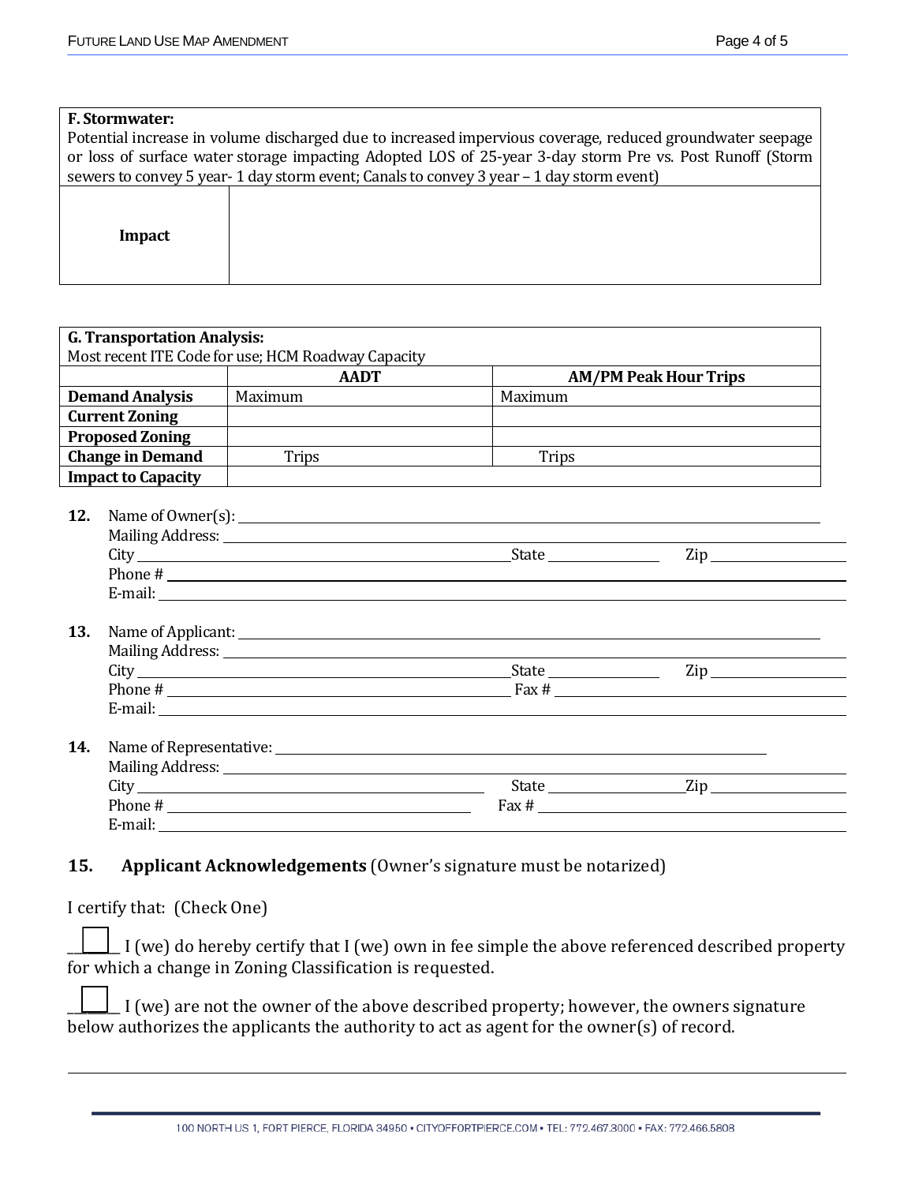| **F. Stormwater:** Potential increase in volume discharged due to increased impervious coverage, reduced groundwater seepage or loss of surface water storage impacting Adopted LOS of 25-year 3-day storm Pre vs. Post Runoff (Storm sewers to convey 5 year- 1 day storm event; Canals to convey 3 year – 1 day storm event) | |
|---|---|
| **Impact** | |

| **G. Transportation Analysis:** Most recent ITE Code for use; HCM Roadway Capacity | | |
|---|---|---|
| | **AADT** | **AM/PM Peak Hour Trips** |
| **Demand Analysis** | Maximum | Maximum |
| **Current Zoning** | | |
| **Proposed Zoning** | | |
| **Change in Demand** | Trips | Trips |
| **Impact to Capacity** | | |

**12.** Name of Owner(s): ______________________________
Mailing Address: ______________________________
City ____________________ State __________ Zip __________
Phone # ______________________________
E-mail: ______________________________

**13.** Name of Applicant: ______________________________
Mailing Address: ______________________________
City ____________________ State __________ Zip __________
Phone # ____________________ Fax # ____________________
E-mail: ______________________________

**14.** Name of Representative: ______________________________
Mailing Address: ______________________________
City ____________________ State __________ Zip __________
Phone # ____________________ Fax # ____________________
E-mail: ______________________________

## 15. Applicant Acknowledgements (Owner's signature must be notarized)

I certify that: (Check One)

☐ I (we) do hereby certify that I (we) own in fee simple the above referenced described property for which a change in Zoning Classification is requested.

☐ I (we) are not the owner of the above described property; however, the owners signature below authorizes the applicants the authority to act as agent for the owner(s) of record.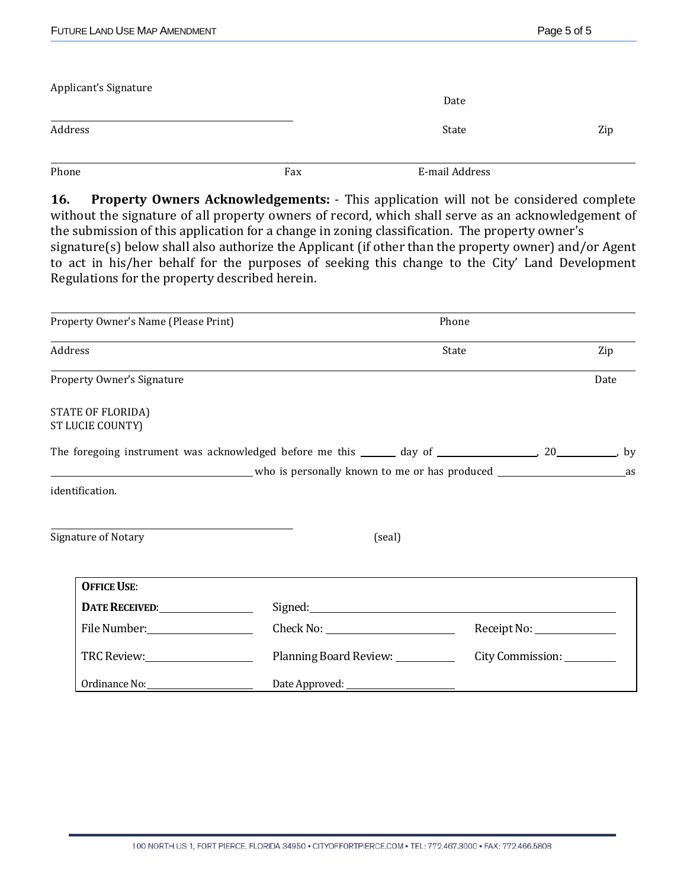Applicant's Signature &nbsp;&nbsp;&nbsp;&nbsp;&nbsp;&nbsp;&nbsp;&nbsp;&nbsp;&nbsp;&nbsp;&nbsp;&nbsp;&nbsp;&nbsp;&nbsp;&nbsp;&nbsp;&nbsp;&nbsp;&nbsp;&nbsp;&nbsp;&nbsp;&nbsp;&nbsp;&nbsp;&nbsp;&nbsp;&nbsp;&nbsp;&nbsp;&nbsp;&nbsp;&nbsp;&nbsp;&nbsp;&nbsp;&nbsp;&nbsp; Date

______________________________________________

Address &nbsp;&nbsp;&nbsp;&nbsp;&nbsp;&nbsp;&nbsp;&nbsp;&nbsp;&nbsp;&nbsp;&nbsp;&nbsp;&nbsp;&nbsp;&nbsp;&nbsp;&nbsp;&nbsp;&nbsp;&nbsp;&nbsp;&nbsp;&nbsp;&nbsp;&nbsp;&nbsp;&nbsp;&nbsp;&nbsp;&nbsp;&nbsp;&nbsp;&nbsp;&nbsp;&nbsp;&nbsp;&nbsp;&nbsp;&nbsp;&nbsp;&nbsp;&nbsp;&nbsp; State &nbsp;&nbsp;&nbsp;&nbsp;&nbsp;&nbsp;&nbsp;&nbsp;&nbsp;&nbsp;&nbsp;&nbsp; Zip

______________________________________________

Phone &nbsp;&nbsp;&nbsp;&nbsp;&nbsp;&nbsp;&nbsp;&nbsp;&nbsp;&nbsp;&nbsp;&nbsp;&nbsp;&nbsp;&nbsp;&nbsp;&nbsp;&nbsp;&nbsp;&nbsp;&nbsp;&nbsp;&nbsp;&nbsp; Fax &nbsp;&nbsp;&nbsp;&nbsp;&nbsp;&nbsp;&nbsp;&nbsp;&nbsp;&nbsp;&nbsp;&nbsp; E-mail Address

**16. Property Owners Acknowledgements:** - This application will not be considered complete without the signature of all property owners of record, which shall serve as an acknowledgement of the submission of this application for a change in zoning classification. The property owner's signature(s) below shall also authorize the Applicant (if other than the property owner) and/or Agent to act in his/her behalf for the purposes of seeking this change to the City' Land Development Regulations for the property described herein.

______________________________________________

Property Owner's Name (Please Print) &nbsp;&nbsp;&nbsp;&nbsp;&nbsp;&nbsp;&nbsp;&nbsp;&nbsp;&nbsp;&nbsp;&nbsp;&nbsp;&nbsp;&nbsp;&nbsp;&nbsp;&nbsp;&nbsp;&nbsp; Phone

______________________________________________

Address &nbsp;&nbsp;&nbsp;&nbsp;&nbsp;&nbsp;&nbsp;&nbsp;&nbsp;&nbsp;&nbsp;&nbsp;&nbsp;&nbsp;&nbsp;&nbsp;&nbsp;&nbsp;&nbsp;&nbsp;&nbsp;&nbsp;&nbsp;&nbsp;&nbsp;&nbsp;&nbsp;&nbsp;&nbsp;&nbsp;&nbsp;&nbsp;&nbsp;&nbsp;&nbsp;&nbsp;&nbsp;&nbsp;&nbsp;&nbsp;&nbsp;&nbsp;&nbsp;&nbsp; State &nbsp;&nbsp;&nbsp;&nbsp;&nbsp;&nbsp;&nbsp;&nbsp;&nbsp;&nbsp;&nbsp;&nbsp; Zip

______________________________________________

Property Owner's Signature &nbsp;&nbsp;&nbsp;&nbsp;&nbsp;&nbsp;&nbsp;&nbsp;&nbsp;&nbsp;&nbsp;&nbsp;&nbsp;&nbsp;&nbsp;&nbsp;&nbsp;&nbsp;&nbsp;&nbsp;&nbsp;&nbsp;&nbsp;&nbsp;&nbsp;&nbsp;&nbsp;&nbsp;&nbsp;&nbsp;&nbsp;&nbsp;&nbsp;&nbsp;&nbsp;&nbsp;&nbsp;&nbsp;&nbsp;&nbsp; Date

STATE OF FLORIDA)
ST LUCIE COUNTY)

The foregoing instrument was acknowledged before me this ______ day of ________________, 20__________, by ________________________________ who is personally known to me or has produced ______________________ as identification.

______________________________________________

Signature of Notary &nbsp;&nbsp;&nbsp;&nbsp;&nbsp;&nbsp;&nbsp;&nbsp;&nbsp;&nbsp;&nbsp;&nbsp;&nbsp;&nbsp;&nbsp;&nbsp;&nbsp;&nbsp;&nbsp;&nbsp;&nbsp;&nbsp;&nbsp;&nbsp;&nbsp;&nbsp;&nbsp;&nbsp;&nbsp;&nbsp; (seal)

| | | |
|---|---|---|
| **OFFICE USE**: | | |
| **DATE RECEIVED**:______________ | Signed:______________________________ | |
| File Number:______________ | Check No: ______________ | Receipt No: ______________ |
| TRC Review:______________ | Planning Board Review: __________ | City Commission: __________ |
| Ordinance No:______________ | Date Approved: ______________ | |